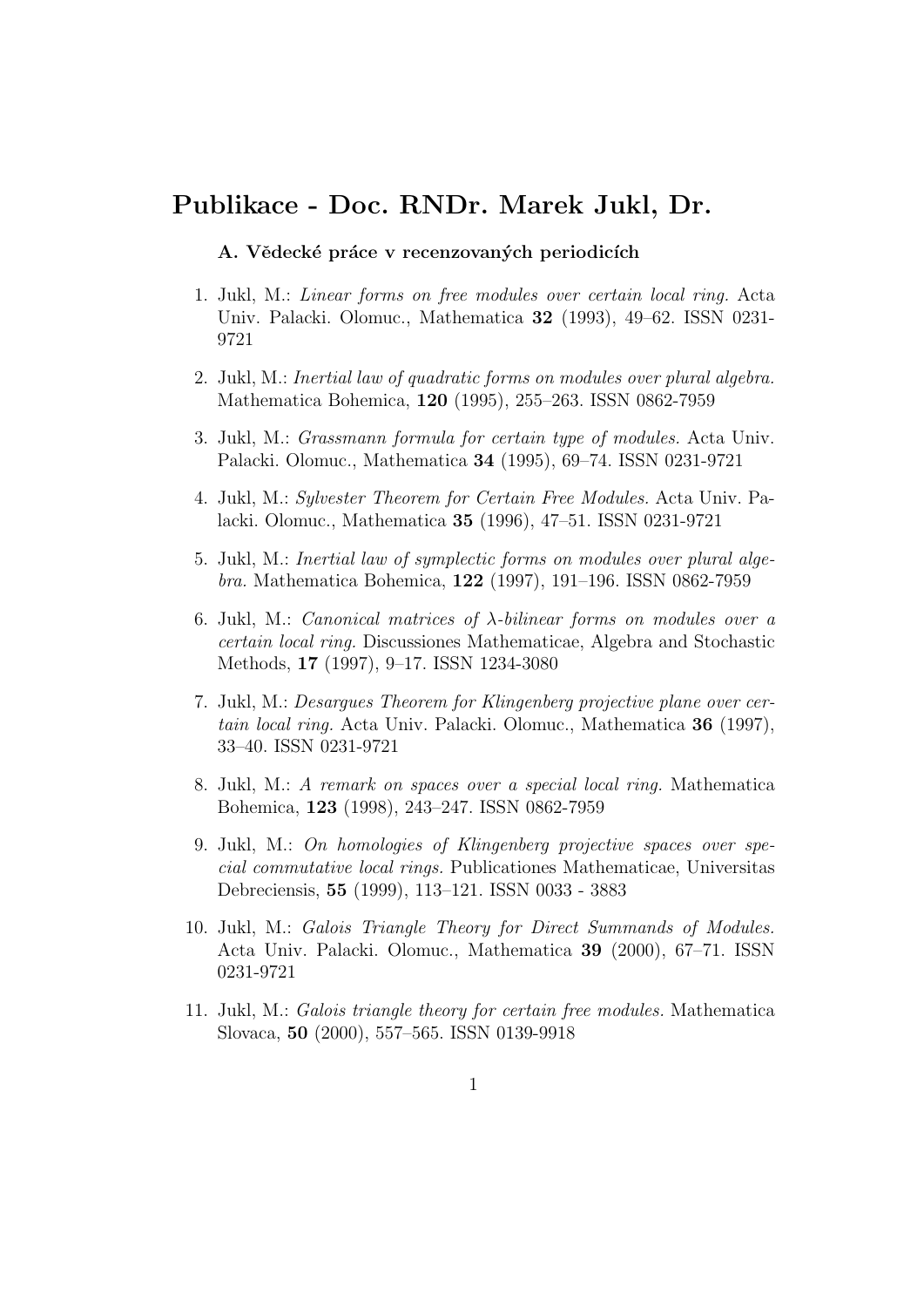# Publikace - Doc. RNDr. Marek Jukl, Dr.

### A. Vědecké práce v recenzovaných periodicích

1. Jukl, M.: *Linear forms on free modules over certain local ring.* Acta Univ. Palacki. Olomuc., Mathematica **32** (1993), 49–62. ISSN 0231-9721

2. Jukl, M.: *Inertial law of quadratic forms on modules over plural algebra.* Mathematica Bohemica, **120** (1995), 255–263. ISSN 0862-7959

3. Jukl, M.: *Grassmann formula for certain type of modules.* Acta Univ. Palacki. Olomuc., Mathematica **34** (1995), 69–74. ISSN 0231-9721

4. Jukl, M.: *Sylvester Theorem for Certain Free Modules.* Acta Univ. Palacki. Olomuc., Mathematica **35** (1996), 47–51. ISSN 0231-9721

5. Jukl, M.: *Inertial law of symplectic forms on modules over plural algebra.* Mathematica Bohemica, **122** (1997), 191–196. ISSN 0862-7959

6. Jukl, M.: *Canonical matrices of $\lambda$-bilinear forms on modules over a certain local ring.* Discussiones Mathematicae, Algebra and Stochastic Methods, **17** (1997), 9–17. ISSN 1234-3080

7. Jukl, M.: *Desargues Theorem for Klingenberg projective plane over certain local ring.* Acta Univ. Palacki. Olomuc., Mathematica **36** (1997), 33–40. ISSN 0231-9721

8. Jukl, M.: *A remark on spaces over a special local ring.* Mathematica Bohemica, **123** (1998), 243–247. ISSN 0862-7959

9. Jukl, M.: *On homologies of Klingenberg projective spaces over special commutative local rings.* Publicationes Mathematicae, Universitas Debreciensis, **55** (1999), 113–121. ISSN 0033 - 3883

10. Jukl, M.: *Galois Triangle Theory for Direct Summands of Modules.* Acta Univ. Palacki. Olomuc., Mathematica **39** (2000), 67–71. ISSN 0231-9721

11. Jukl, M.: *Galois triangle theory for certain free modules.* Mathematica Slovaca, **50** (2000), 557–565. ISSN 0139-9918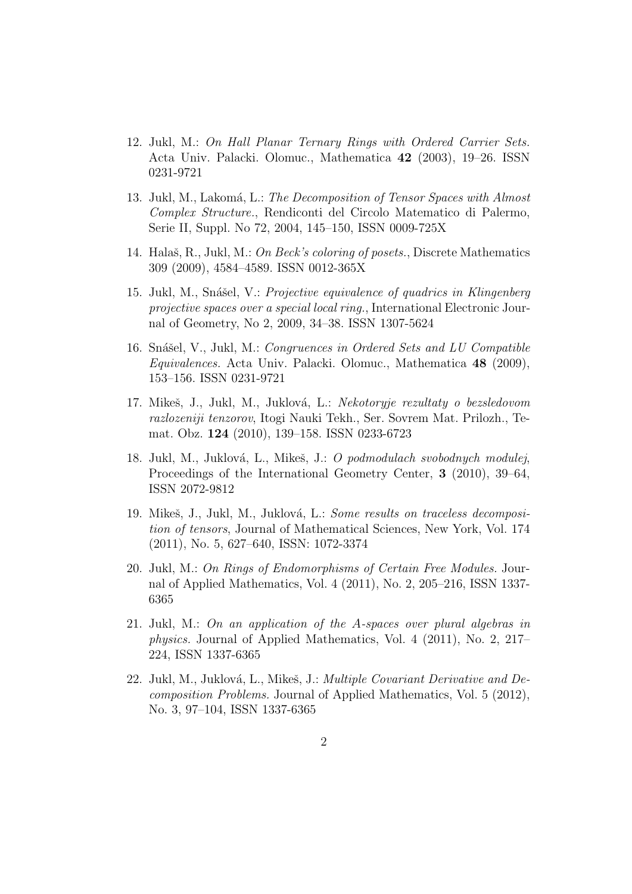12. Jukl, M.: *On Hall Planar Ternary Rings with Ordered Carrier Sets.* Acta Univ. Palacki. Olomuc., Mathematica **42** (2003), 19–26. ISSN 0231-9721

13. Jukl, M., Lakomá, L.: *The Decomposition of Tensor Spaces with Almost Complex Structure.*, Rendiconti del Circolo Matematico di Palermo, Serie II, Suppl. No 72, 2004, 145–150, ISSN 0009-725X

14. Halaš, R., Jukl, M.: *On Beck's coloring of posets.*, Discrete Mathematics 309 (2009), 4584–4589. ISSN 0012-365X

15. Jukl, M., Snášel, V.: *Projective equivalence of quadrics in Klingenberg projective spaces over a special local ring.*, International Electronic Journal of Geometry, No 2, 2009, 34–38. ISSN 1307-5624

16. Snášel, V., Jukl, M.: *Congruences in Ordered Sets and LU Compatible Equivalences.* Acta Univ. Palacki. Olomuc., Mathematica **48** (2009), 153–156. ISSN 0231-9721

17. Mikeš, J., Jukl, M., Juklová, L.: *Nekotoryje rezultaty o bezsledovom razlozeniji tenzorov*, Itogi Nauki Tekh., Ser. Sovrem Mat. Prilozh., Temat. Obz. **124** (2010), 139–158. ISSN 0233-6723

18. Jukl, M., Juklová, L., Mikeš, J.: *O podmodulach svobodnych modulej*, Proceedings of the International Geometry Center, **3** (2010), 39–64, ISSN 2072-9812

19. Mikeš, J., Jukl, M., Juklová, L.: *Some results on traceless decomposition of tensors*, Journal of Mathematical Sciences, New York, Vol. 174 (2011), No. 5, 627–640, ISSN: 1072-3374

20. Jukl, M.: *On Rings of Endomorphisms of Certain Free Modules.* Journal of Applied Mathematics, Vol. 4 (2011), No. 2, 205–216, ISSN 1337-6365

21. Jukl, M.: *On an application of the A-spaces over plural algebras in physics.* Journal of Applied Mathematics, Vol. 4 (2011), No. 2, 217–224, ISSN 1337-6365

22. Jukl, M., Juklová, L., Mikeš, J.: *Multiple Covariant Derivative and Decomposition Problems.* Journal of Applied Mathematics, Vol. 5 (2012), No. 3, 97–104, ISSN 1337-6365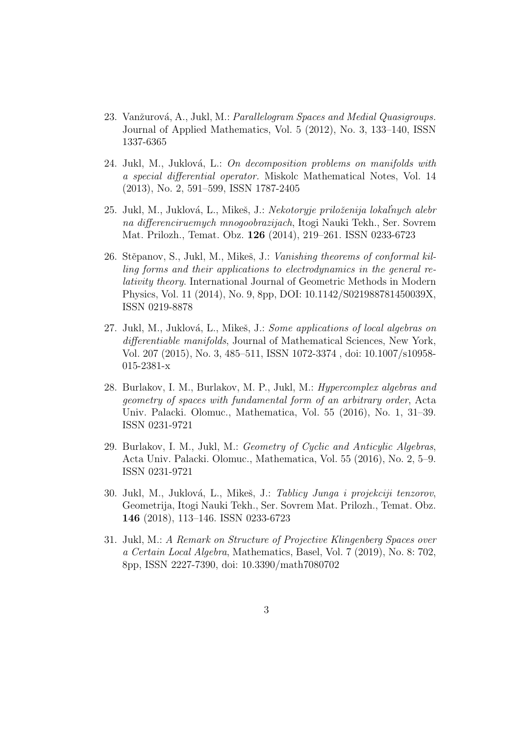23. Vanžurová, A., Jukl, M.: *Parallelogram Spaces and Medial Quasigroups.* Journal of Applied Mathematics, Vol. 5 (2012), No. 3, 133–140, ISSN 1337-6365

24. Jukl, M., Juklová, L.: *On decomposition problems on manifolds with a special differential operator.* Miskolc Mathematical Notes, Vol. 14 (2013), No. 2, 591–599, ISSN 1787-2405

25. Jukl, M., Juklová, L., Mikeš, J.: *Nekotoryje priloženija lokaľnych alebr na differenciruemych mnogoobrazijach*, Itogi Nauki Tekh., Ser. Sovrem Mat. Prilozh., Temat. Obz. **126** (2014), 219–261. ISSN 0233-6723

26. Stěpanov, S., Jukl, M., Mikeš, J.: *Vanishing theorems of conformal killing forms and their applications to electrodynamics in the general relativity theory.* International Journal of Geometric Methods in Modern Physics, Vol. 11 (2014), No. 9, 8pp, DOI: 10.1142/S021988781450039X, ISSN 0219-8878

27. Jukl, M., Juklová, L., Mikeš, J.: *Some applications of local algebras on differentiable manifolds*, Journal of Mathematical Sciences, New York, Vol. 207 (2015), No. 3, 485–511, ISSN 1072-3374 , doi: 10.1007/s10958-015-2381-x

28. Burlakov, I. M., Burlakov, M. P., Jukl, M.: *Hypercomplex algebras and geometry of spaces with fundamental form of an arbitrary order*, Acta Univ. Palacki. Olomuc., Mathematica, Vol. 55 (2016), No. 1, 31–39. ISSN 0231-9721

29. Burlakov, I. M., Jukl, M.: *Geometry of Cyclic and Anticylic Algebras*, Acta Univ. Palacki. Olomuc., Mathematica, Vol. 55 (2016), No. 2, 5–9. ISSN 0231-9721

30. Jukl, M., Juklová, L., Mikeš, J.: *Tablicy Junga i projekciji tenzorov*, Geometrija, Itogi Nauki Tekh., Ser. Sovrem Mat. Prilozh., Temat. Obz. **146** (2018), 113–146. ISSN 0233-6723

31. Jukl, M.: *A Remark on Structure of Projective Klingenberg Spaces over a Certain Local Algebra*, Mathematics, Basel, Vol. 7 (2019), No. 8: 702, 8pp, ISSN 2227-7390, doi: 10.3390/math7080702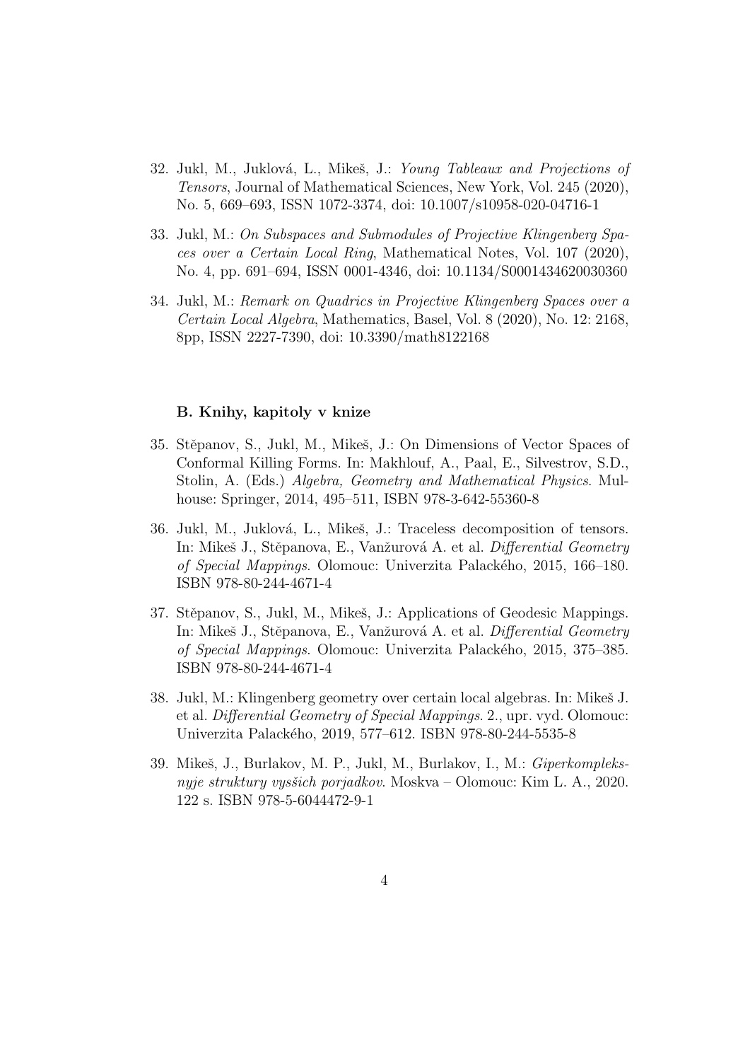32. Jukl, M., Juklová, L., Mikeš, J.: *Young Tableaux and Projections of Tensors*, Journal of Mathematical Sciences, New York, Vol. 245 (2020), No. 5, 669–693, ISSN 1072-3374, doi: 10.1007/s10958-020-04716-1

33. Jukl, M.: *On Subspaces and Submodules of Projective Klingenberg Spaces over a Certain Local Ring*, Mathematical Notes, Vol. 107 (2020), No. 4, pp. 691–694, ISSN 0001-4346, doi: 10.1134/S0001434620030360

34. Jukl, M.: *Remark on Quadrics in Projective Klingenberg Spaces over a Certain Local Algebra*, Mathematics, Basel, Vol. 8 (2020), No. 12: 2168, 8pp, ISSN 2227-7390, doi: 10.3390/math8122168

#### B. Knihy, kapitoly v knize

35. Stěpanov, S., Jukl, M., Mikeš, J.: On Dimensions of Vector Spaces of Conformal Killing Forms. In: Makhlouf, A., Paal, E., Silvestrov, S.D., Stolin, A. (Eds.) *Algebra, Geometry and Mathematical Physics*. Mulhouse: Springer, 2014, 495–511, ISBN 978-3-642-55360-8

36. Jukl, M., Juklová, L., Mikeš, J.: Traceless decomposition of tensors. In: Mikeš J., Stěpanova, E., Vanžurová A. et al. *Differential Geometry of Special Mappings*. Olomouc: Univerzita Palackého, 2015, 166–180. ISBN 978-80-244-4671-4

37. Stěpanov, S., Jukl, M., Mikeš, J.: Applications of Geodesic Mappings. In: Mikeš J., Stěpanova, E., Vanžurová A. et al. *Differential Geometry of Special Mappings*. Olomouc: Univerzita Palackého, 2015, 375–385. ISBN 978-80-244-4671-4

38. Jukl, M.: Klingenberg geometry over certain local algebras. In: Mikeš J. et al. *Differential Geometry of Special Mappings*. 2., upr. vyd. Olomouc: Univerzita Palackého, 2019, 577–612. ISBN 978-80-244-5535-8

39. Mikeš, J., Burlakov, M. P., Jukl, M., Burlakov, I., M.: *Giperkompleksnyje struktury vysšich porjadkov*. Moskva – Olomouc: Kim L. A., 2020. 122 s. ISBN 978-5-6044472-9-1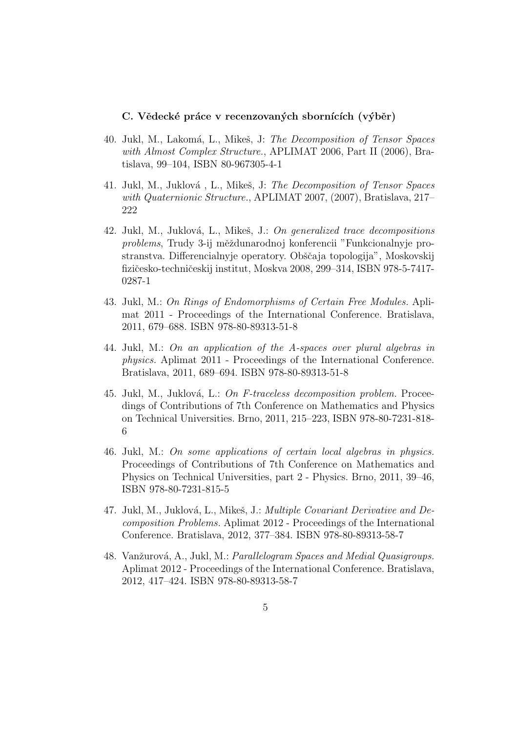### C. Vědecké práce v recenzovaných sbornících (výběr)

40. Jukl, M., Lakomá, L., Mikeš, J: *The Decomposition of Tensor Spaces with Almost Complex Structure.*, APLIMAT 2006, Part II (2006), Bratislava, 99–104, ISBN 80-967305-4-1
41. Jukl, M., Juklová , L., Mikeš, J: *The Decomposition of Tensor Spaces with Quaternionic Structure.*, APLIMAT 2007, (2007), Bratislava, 217–222
42. Jukl, M., Juklová, L., Mikeš, J.: *On generalized trace decompositions problems*, Trudy 3-ij mĕždunarodnoj konferencii "Funkcionalnyje prostranstva. Differencialnyje operatory. Obščaja topologija", Moskovskij fizičesko-techničeskij institut, Moskva 2008, 299–314, ISBN 978-5-7417-0287-1
43. Jukl, M.: *On Rings of Endomorphisms of Certain Free Modules.* Aplimat 2011 - Proceedings of the International Conference. Bratislava, 2011, 679–688. ISBN 978-80-89313-51-8
44. Jukl, M.: *On an application of the A-spaces over plural algebras in physics.* Aplimat 2011 - Proceedings of the International Conference. Bratislava, 2011, 689–694. ISBN 978-80-89313-51-8
45. Jukl, M., Juklová, L.: *On F-traceless decomposition problem.* Proceedings of Contributions of 7th Conference on Mathematics and Physics on Technical Universities. Brno, 2011, 215–223, ISBN 978-80-7231-818-6
46. Jukl, M.: *On some applications of certain local algebras in physics.* Proceedings of Contributions of 7th Conference on Mathematics and Physics on Technical Universities, part 2 - Physics. Brno, 2011, 39–46, ISBN 978-80-7231-815-5
47. Jukl, M., Juklová, L., Mikeš, J.: *Multiple Covariant Derivative and Decomposition Problems.* Aplimat 2012 - Proceedings of the International Conference. Bratislava, 2012, 377–384. ISBN 978-80-89313-58-7
48. Vanžurová, A., Jukl, M.: *Parallelogram Spaces and Medial Quasigroups.* Aplimat 2012 - Proceedings of the International Conference. Bratislava, 2012, 417–424. ISBN 978-80-89313-58-7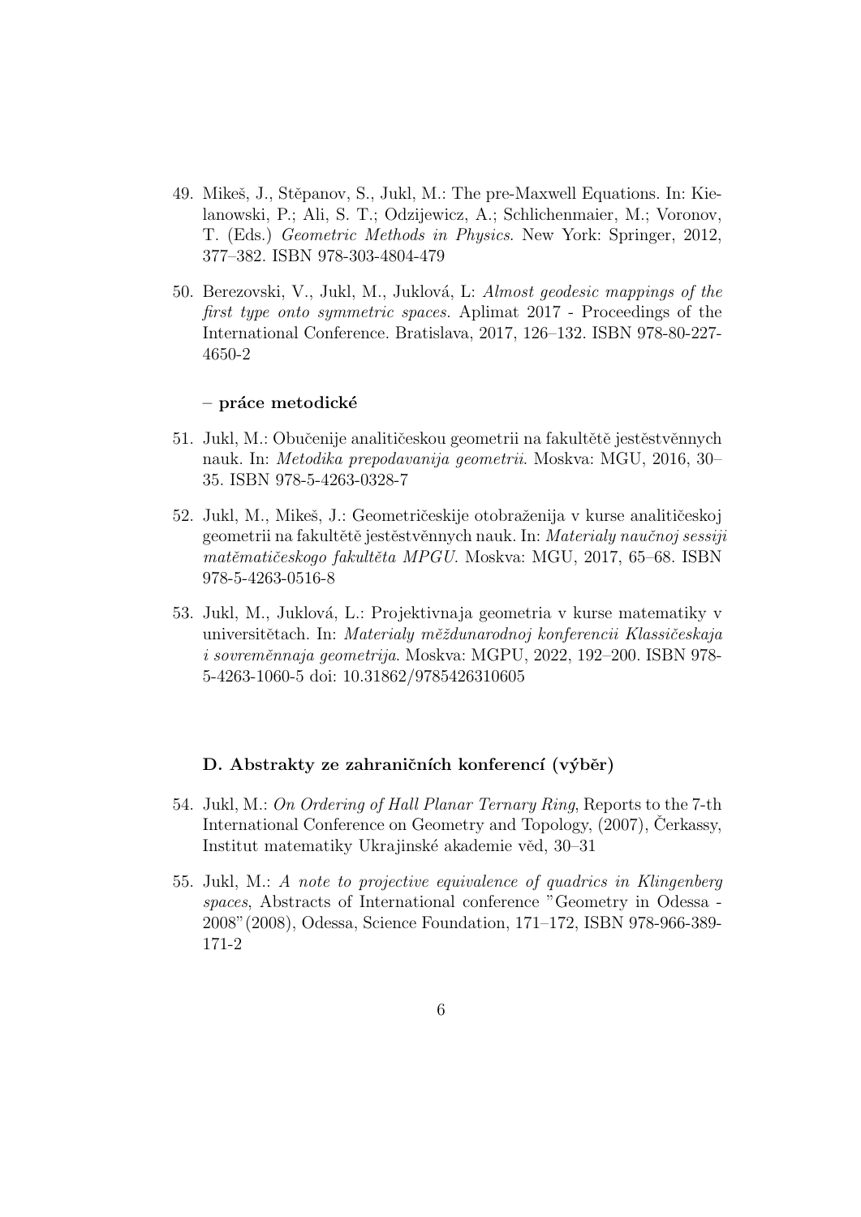49. Mikeš, J., Stěpanov, S., Jukl, M.: The pre-Maxwell Equations. In: Kielanowski, P.; Ali, S. T.; Odzijewicz, A.; Schlichenmaier, M.; Voronov, T. (Eds.) *Geometric Methods in Physics*. New York: Springer, 2012, 377–382. ISBN 978-303-4804-479

50. Berezovski, V., Jukl, M., Juklová, L: *Almost geodesic mappings of the first type onto symmetric spaces*. Aplimat 2017 - Proceedings of the International Conference. Bratislava, 2017, 126–132. ISBN 978-80-227-4650-2

**– práce metodické**

51. Jukl, M.: Obučenije analitičeskou geometrii na fakultětě jestěstvěnnych nauk. In: *Metodika prepodavanija geometrii*. Moskva: MGU, 2016, 30–35. ISBN 978-5-4263-0328-7

52. Jukl, M., Mikeš, J.: Geometričeskije otobraženija v kurse analitičeskoj geometrii na fakultětě jestěstvěnnych nauk. In: *Materialy naučnoj sessiji matěmatičeskogo fakultěta MPGU*. Moskva: MGU, 2017, 65–68. ISBN 978-5-4263-0516-8

53. Jukl, M., Juklová, L.: Projektivnaja geometria v kurse matematiky v universitětach. In: *Materialy měždunarodnoj konferencii Klassičeskaja i sovreměnnaja geometrija*. Moskva: MGPU, 2022, 192–200. ISBN 978-5-4263-1060-5 doi: 10.31862/9785426310605

### D. Abstrakty ze zahraničních konferencí (výběr)

54. Jukl, M.: *On Ordering of Hall Planar Ternary Ring*, Reports to the 7-th International Conference on Geometry and Topology, (2007), Čerkassy, Institut matematiky Ukrajinské akademie věd, 30–31

55. Jukl, M.: *A note to projective equivalence of quadrics in Klingenberg spaces*, Abstracts of International conference "Geometry in Odessa - 2008"(2008), Odessa, Science Foundation, 171–172, ISBN 978-966-389-171-2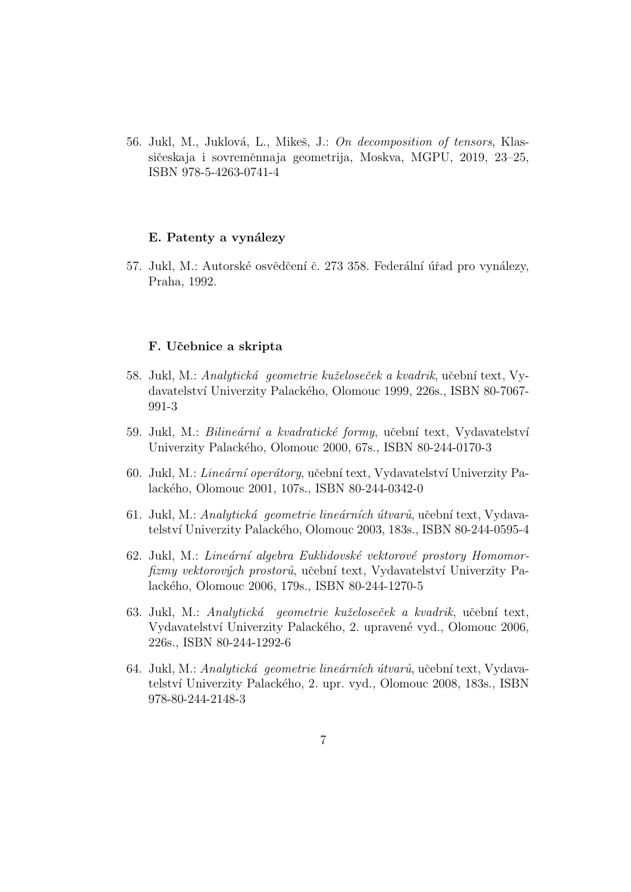56. Jukl, M., Juklová, L., Mikeš, J.: *On decomposition of tensors*, Klassičeskaja i sovreměnnaja geometrija, Moskva, MGPU, 2019, 23–25, ISBN 978-5-4263-0741-4

### E. Patenty a vynálezy

57. Jukl, M.: Autorské osvědčení č. 273 358. Federální úřad pro vynálezy, Praha, 1992.

### F. Učebnice a skripta

58. Jukl, M.: *Analytická geometrie kuželoseček a kvadrik*, učební text, Vydavatelství Univerzity Palackého, Olomouc 1999, 226s., ISBN 80-7067-991-3
59. Jukl, M.: *Bilineární a kvadratické formy*, učební text, Vydavatelství Univerzity Palackého, Olomouc 2000, 67s., ISBN 80-244-0170-3
60. Jukl, M.: *Lineární operátory*, učební text, Vydavatelství Univerzity Palackého, Olomouc 2001, 107s., ISBN 80-244-0342-0
61. Jukl, M.: *Analytická geometrie lineárních útvarů*, učební text, Vydavatelství Univerzity Palackého, Olomouc 2003, 183s., ISBN 80-244-0595-4
62. Jukl, M.: *Lineární algebra Euklidovské vektorové prostory Homomorfizmy vektorových prostorů*, učební text, Vydavatelství Univerzity Palackého, Olomouc 2006, 179s., ISBN 80-244-1270-5
63. Jukl, M.: *Analytická geometrie kuželoseček a kvadrik*, učební text, Vydavatelství Univerzity Palackého, 2. upravené vyd., Olomouc 2006, 226s., ISBN 80-244-1292-6
64. Jukl, M.: *Analytická geometrie lineárních útvarů*, učební text, Vydavatelství Univerzity Palackého, 2. upr. vyd., Olomouc 2008, 183s., ISBN 978-80-244-2148-3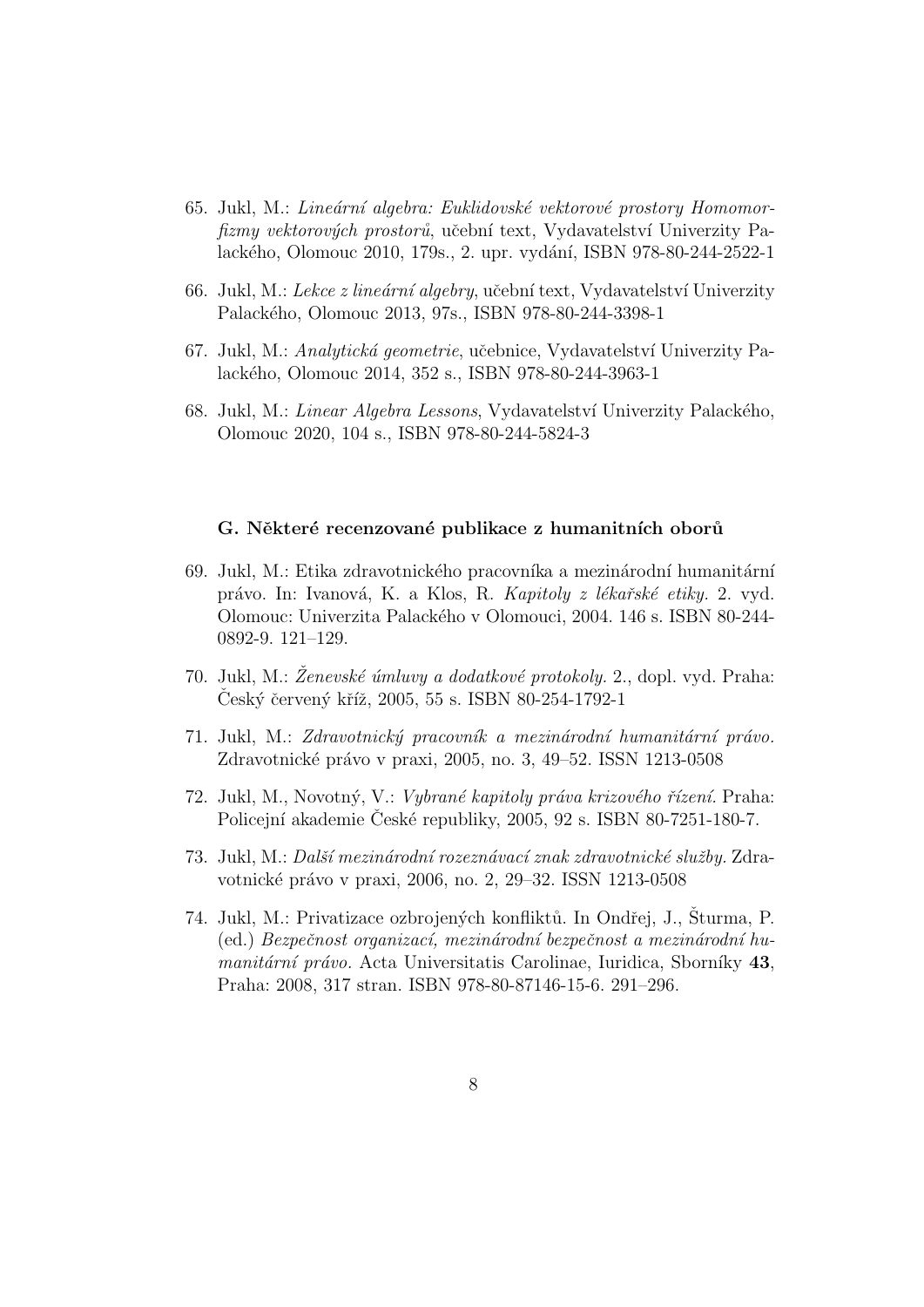65. Jukl, M.: *Lineární algebra: Euklidovské vektorové prostory Homomorfizmy vektorových prostorů*, učební text, Vydavatelství Univerzity Palackého, Olomouc 2010, 179s., 2. upr. vydání, ISBN 978-80-244-2522-1

66. Jukl, M.: *Lekce z lineární algebry*, učební text, Vydavatelství Univerzity Palackého, Olomouc 2013, 97s., ISBN 978-80-244-3398-1

67. Jukl, M.: *Analytická geometrie*, učebnice, Vydavatelství Univerzity Palackého, Olomouc 2014, 352 s., ISBN 978-80-244-3963-1

68. Jukl, M.: *Linear Algebra Lessons*, Vydavatelství Univerzity Palackého, Olomouc 2020, 104 s., ISBN 978-80-244-5824-3

### G. Některé recenzované publikace z humanitních oborů

69. Jukl, M.: Etika zdravotnického pracovníka a mezinárodní humanitární právo. In: Ivanová, K. a Klos, R. *Kapitoly z lékařské etiky.* 2. vyd. Olomouc: Univerzita Palackého v Olomouci, 2004. 146 s. ISBN 80-244-0892-9. 121–129.

70. Jukl, M.: *Ženevské úmluvy a dodatkové protokoly.* 2., dopl. vyd. Praha: Český červený kříž, 2005, 55 s. ISBN 80-254-1792-1

71. Jukl, M.: *Zdravotnický pracovník a mezinárodní humanitární právo.* Zdravotnické právo v praxi, 2005, no. 3, 49–52. ISSN 1213-0508

72. Jukl, M., Novotný, V.: *Vybrané kapitoly práva krizového řízení.* Praha: Policejní akademie České republiky, 2005, 92 s. ISBN 80-7251-180-7.

73. Jukl, M.: *Další mezinárodní rozeznávací znak zdravotnické služby.* Zdravotnické právo v praxi, 2006, no. 2, 29–32. ISSN 1213-0508

74. Jukl, M.: Privatizace ozbrojených konfliktů. In Ondřej, J., Šturma, P. (ed.) *Bezpečnost organizací, mezinárodní bezpečnost a mezinárodní humanitární právo.* Acta Universitatis Carolinae, Iuridica, Sborníky **43**, Praha: 2008, 317 stran. ISBN 978-80-87146-15-6. 291–296.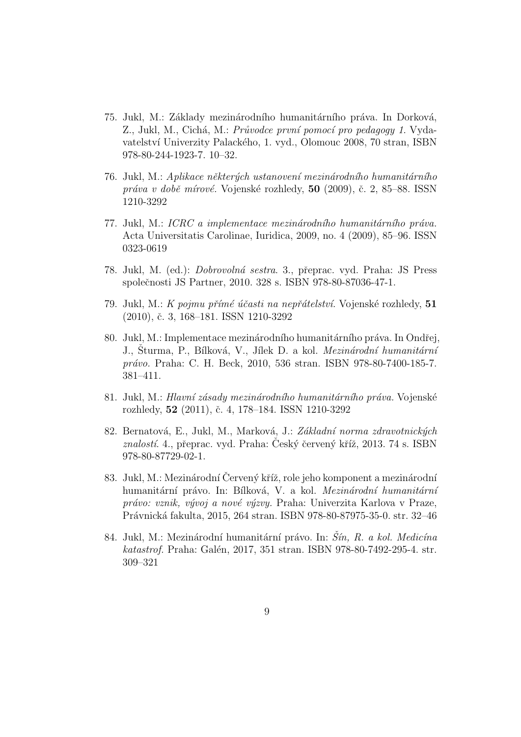75. Jukl, M.: Základy mezinárodního humanitárního práva. In Dorková, Z., Jukl, M., Cichá, M.: *Průvodce první pomocí pro pedagogy 1.* Vydavatelství Univerzity Palackého, 1. vyd., Olomouc 2008, 70 stran, ISBN 978-80-244-1923-7. 10–32.

76. Jukl, M.: *Aplikace některých ustanovení mezinárodního humanitárního práva v době mírové.* Vojenské rozhledy, **50** (2009), č. 2, 85–88. ISSN 1210-3292

77. Jukl, M.: *ICRC a implementace mezinárodního humanitárního práva.* Acta Universitatis Carolinae, Iuridica, 2009, no. 4 (2009), 85–96. ISSN 0323-0619

78. Jukl, M. (ed.): *Dobrovolná sestra.* 3., přeprac. vyd. Praha: JS Press společnosti JS Partner, 2010. 328 s. ISBN 978-80-87036-47-1.

79. Jukl, M.: *K pojmu přímé účasti na nepřátelství.* Vojenské rozhledy, **51** (2010), č. 3, 168–181. ISSN 1210-3292

80. Jukl, M.: Implementace mezinárodního humanitárního práva. In Ondřej, J., Šturma, P., Bílková, V., Jílek D. a kol. *Mezinárodní humanitární právo.* Praha: C. H. Beck, 2010, 536 stran. ISBN 978-80-7400-185-7. 381–411.

81. Jukl, M.: *Hlavní zásady mezinárodního humanitárního práva.* Vojenské rozhledy, **52** (2011), č. 4, 178–184. ISSN 1210-3292

82. Bernatová, E., Jukl, M., Marková, J.: *Základní norma zdravotnických znalostí.* 4., přeprac. vyd. Praha: Český červený kříž, 2013. 74 s. ISBN 978-80-87729-02-1.

83. Jukl, M.: Mezinárodní Červený kříž, role jeho komponent a mezinárodní humanitární právo. In: Bílková, V. a kol. *Mezinárodní humanitární právo: vznik, vývoj a nové výzvy.* Praha: Univerzita Karlova v Praze, Právnická fakulta, 2015, 264 stran. ISBN 978-80-87975-35-0. str. 32–46

84. Jukl, M.: Mezinárodní humanitární právo. In: *Šín, R. a kol. Medicína katastrof.* Praha: Galén, 2017, 351 stran. ISBN 978-80-7492-295-4. str. 309–321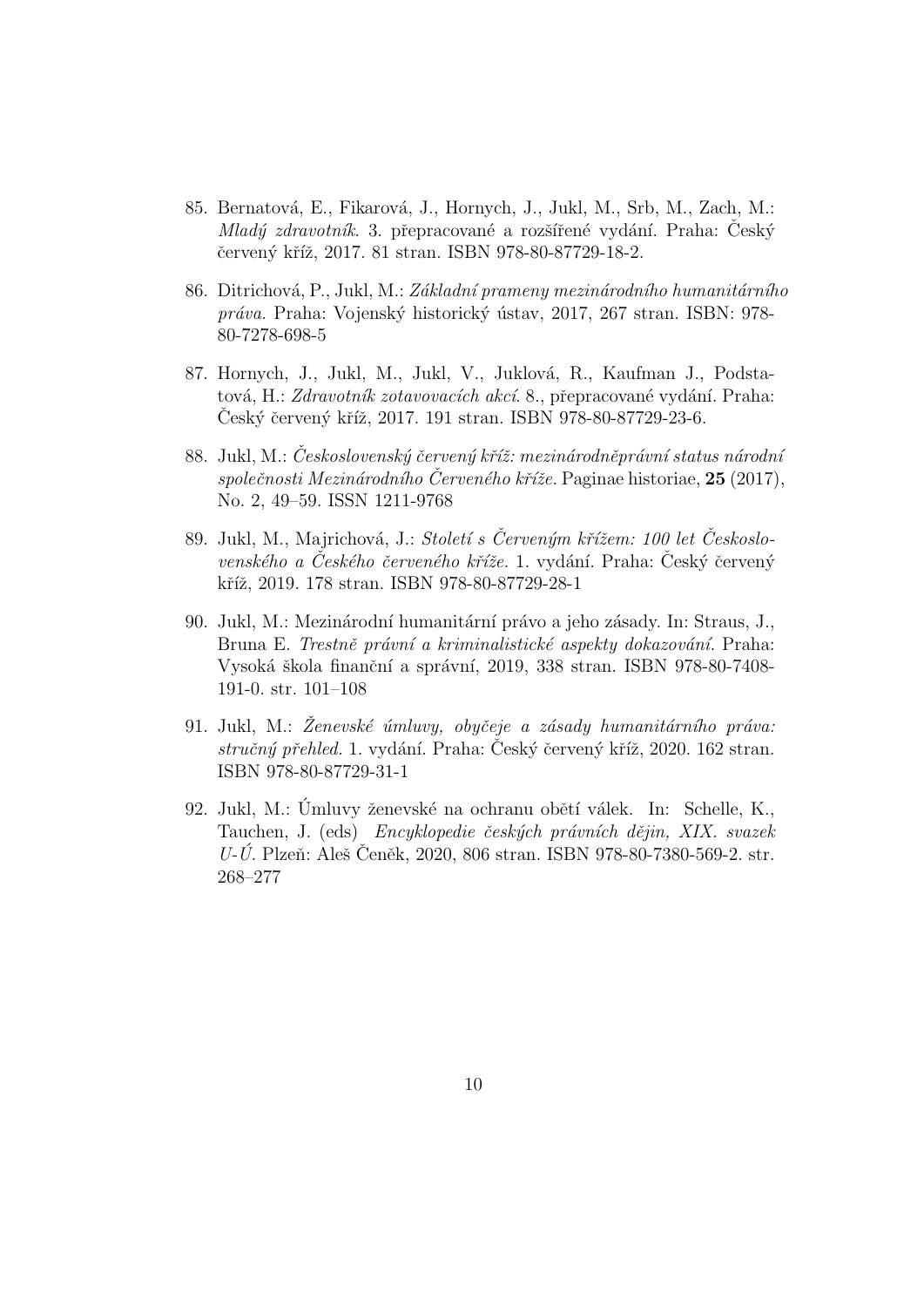85. Bernatová, E., Fikarová, J., Hornych, J., Jukl, M., Srb, M., Zach, M.: *Mladý zdravotník*. 3. přepracované a rozšířené vydání. Praha: Český červený kříž, 2017. 81 stran. ISBN 978-80-87729-18-2.

86. Ditrichová, P., Jukl, M.: *Základní prameny mezinárodního humanitárního práva.* Praha: Vojenský historický ústav, 2017, 267 stran. ISBN: 978-80-7278-698-5

87. Hornych, J., Jukl, M., Jukl, V., Juklová, R., Kaufman J., Podstatová, H.: *Zdravotník zotavovacích akcí.* 8., přepracované vydání. Praha: Český červený kříž, 2017. 191 stran. ISBN 978-80-87729-23-6.

88. Jukl, M.: *Československý červený kříž: mezinárodněprávní status národní společnosti Mezinárodního Červeného kříže.* Paginae historiae, **25** (2017), No. 2, 49–59. ISSN 1211-9768

89. Jukl, M., Majrichová, J.: *Století s Červeným křížem: 100 let Československého a Českého červeného kříže.* 1. vydání. Praha: Český červený kříž, 2019. 178 stran. ISBN 978-80-87729-28-1

90. Jukl, M.: Mezinárodní humanitární právo a jeho zásady. In: Straus, J., Bruna E. *Trestně právní a kriminalistické aspekty dokazování.* Praha: Vysoká škola finanční a správní, 2019, 338 stran. ISBN 978-80-7408-191-0. str. 101–108

91. Jukl, M.: *Ženevské úmluvy, obyčeje a zásady humanitárního práva: stručný přehled.* 1. vydání. Praha: Český červený kříž, 2020. 162 stran. ISBN 978-80-87729-31-1

92. Jukl, M.: Úmluvy ženevské na ochranu obětí válek. In: Schelle, K., Tauchen, J. (eds) *Encyklopedie českých právních dějin, XIX. svazek U-Ú.* Plzeň: Aleš Čeněk, 2020, 806 stran. ISBN 978-80-7380-569-2. str. 268–277